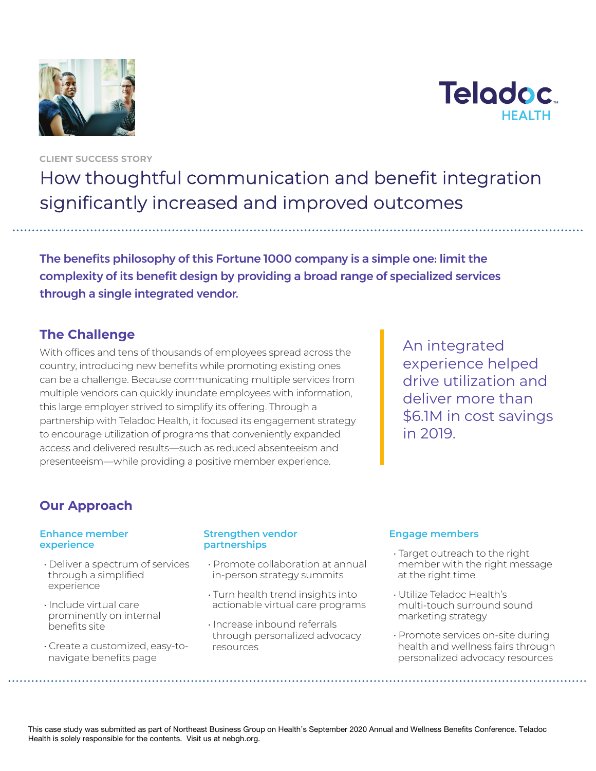Teladoc HEALTH

CLIENT SUCCESS STORY

# How thoughtful communication and benefit integration significantly increased and improved outcomes

**The benefits philosophy of this Fortune 1000 company is a simple one: limit the complexity of its benefit design by providing a broad range of specialized services through a single integrated vendor.**

## The Challenge

With offices and tens of thousands of employees spread across the country, introducing new benefits while promoting existing ones can be a challenge. Because communicating multiple services from multiple vendors can quickly inundate employees with information, this large employer strived to simplify its offering. Through a partnership with Teladoc Health, it focused its engagement strategy to encourage utilization of programs that conveniently expanded access and delivered results—such as reduced absenteeism and presenteeism—while providing a positive member experience.

> An integrated experience helped drive utilization and deliver more than $6.1M in cost savings in 2019.

## Our Approach

### Enhance member experience

- Deliver a spectrum of services through a simplified experience
- Include virtual care prominently on internal benefits site
- Create a customized, easy-to-navigate benefits page

### Strengthen vendor partnerships

- Promote collaboration at annual in-person strategy summits
- Turn health trend insights into actionable virtual care programs
- Increase inbound referrals through personalized advocacy resources

### Engage members

- Target outreach to the right member with the right message at the right time
- Utilize Teladoc Health's multi-touch surround sound marketing strategy
- Promote services on-site during health and wellness fairs through personalized advocacy resources

This case study was submitted as part of Northeast Business Group on Health's September 2020 Annual and Wellness Benefits Conference. Teladoc Health is solely responsible for the contents. Visit us at nebgh.org.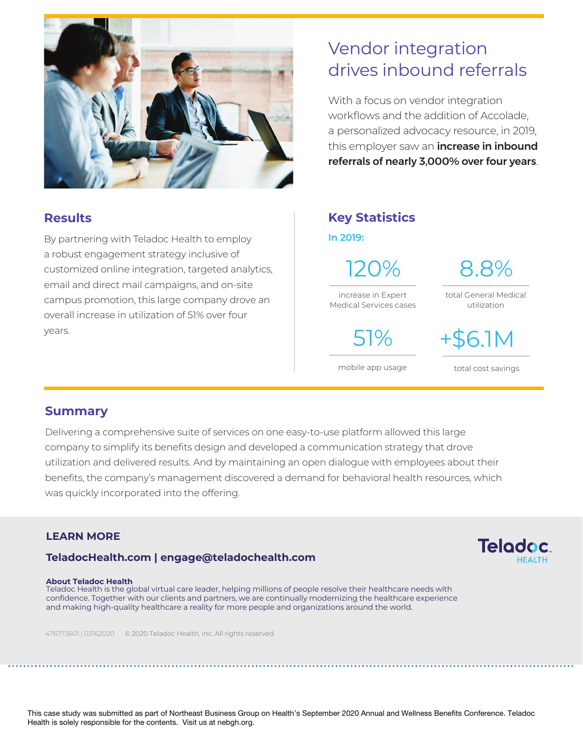# Vendor integration drives inbound referrals

With a focus on vendor integration workflows and the addition of Accolade, a personalized advocacy resource, in 2019, this employer saw an **increase in inbound referrals of nearly 3,000% over four years**.

## Results

By partnering with Teladoc Health to employ a robust engagement strategy inclusive of customized online integration, targeted analytics, email and direct mail campaigns, and on-site campus promotion, this large company drove an overall increase in utilization of 51% over four years.

## Key Statistics

**In 2019:**

120%
increase in Expert Medical Services cases

8.8%
total General Medical utilization

51%
mobile app usage

+$6.1M
total cost savings

## Summary

Delivering a comprehensive suite of services on one easy-to-use platform allowed this large company to simplify its benefits design and developed a communication strategy that drove utilization and delivered results. And by maintaining an open dialogue with employees about their benefits, the company's management discovered a demand for behavioral health resources, which was quickly incorporated into the offering.

**LEARN MORE**

**TeladocHealth.com | engage@teladochealth.com**

Teladoc HEALTH

**About Teladoc Health**
Teladoc Health is the global virtual care leader, helping millions of people resolve their healthcare needs with confidence. Together with our clients and partners, we are continually modernizing the healthcare experience and making high-quality healthcare a reality for more people and organizations around the world.

476773601 | 03162020 © 2020 Teladoc Health, Inc. All rights reserved.

This case study was submitted as part of Northeast Business Group on Health's September 2020 Annual and Wellness Benefits Conference. Teladoc Health is solely responsible for the contents. Visit us at nebgh.org.